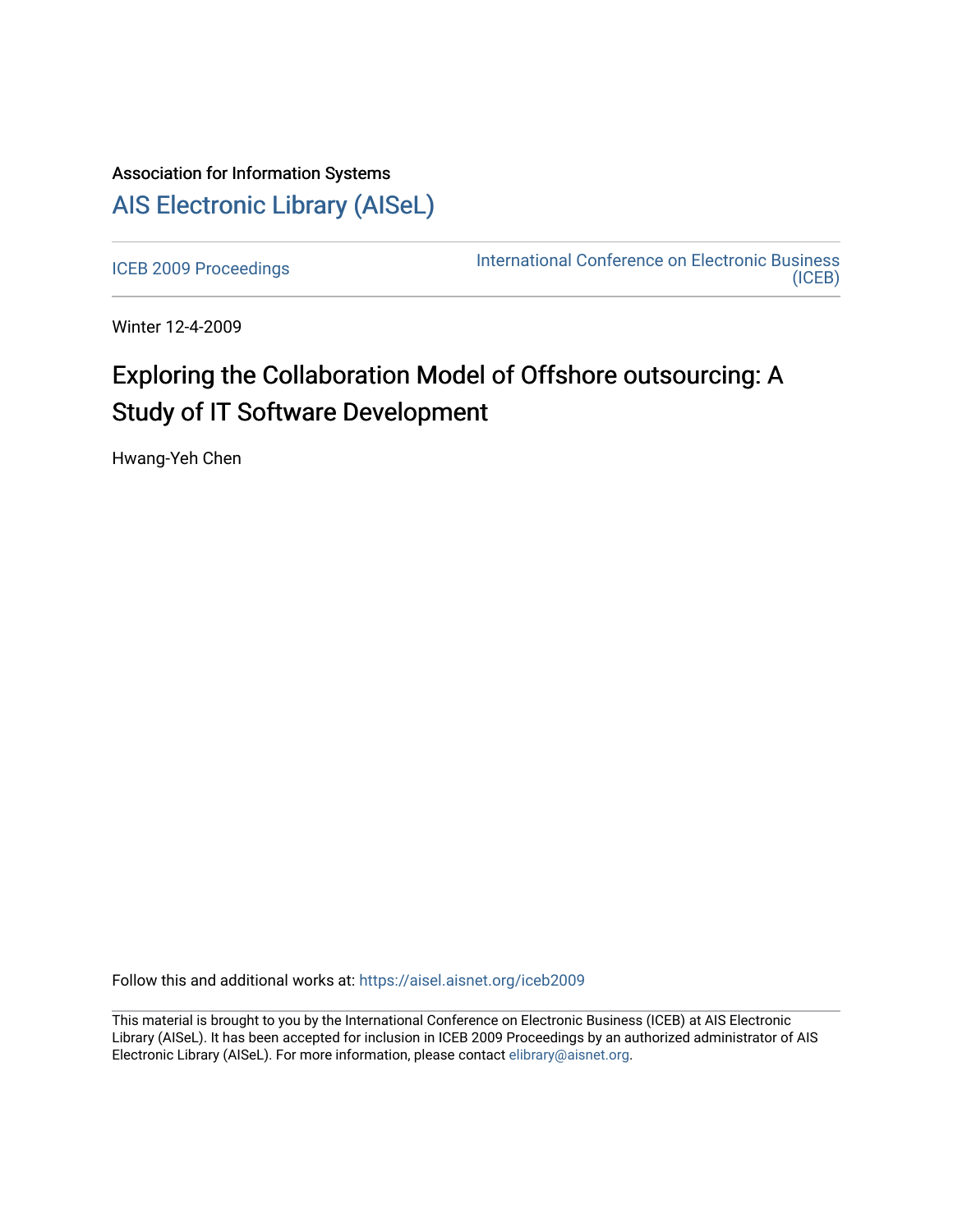Association for Information Systems

# AIS Electronic Library (AISeL)

ICEB 2009 Proceedings

International Conference on Electronic Business (ICEB)

Winter 12-4-2009

# Exploring the Collaboration Model of Offshore outsourcing: A Study of IT Software Development

Hwang-Yeh Chen

Follow this and additional works at: https://aisel.aisnet.org/iceb2009

This material is brought to you by the International Conference on Electronic Business (ICEB) at AIS Electronic Library (AISeL). It has been accepted for inclusion in ICEB 2009 Proceedings by an authorized administrator of AIS Electronic Library (AISeL). For more information, please contact elibrary@aisnet.org.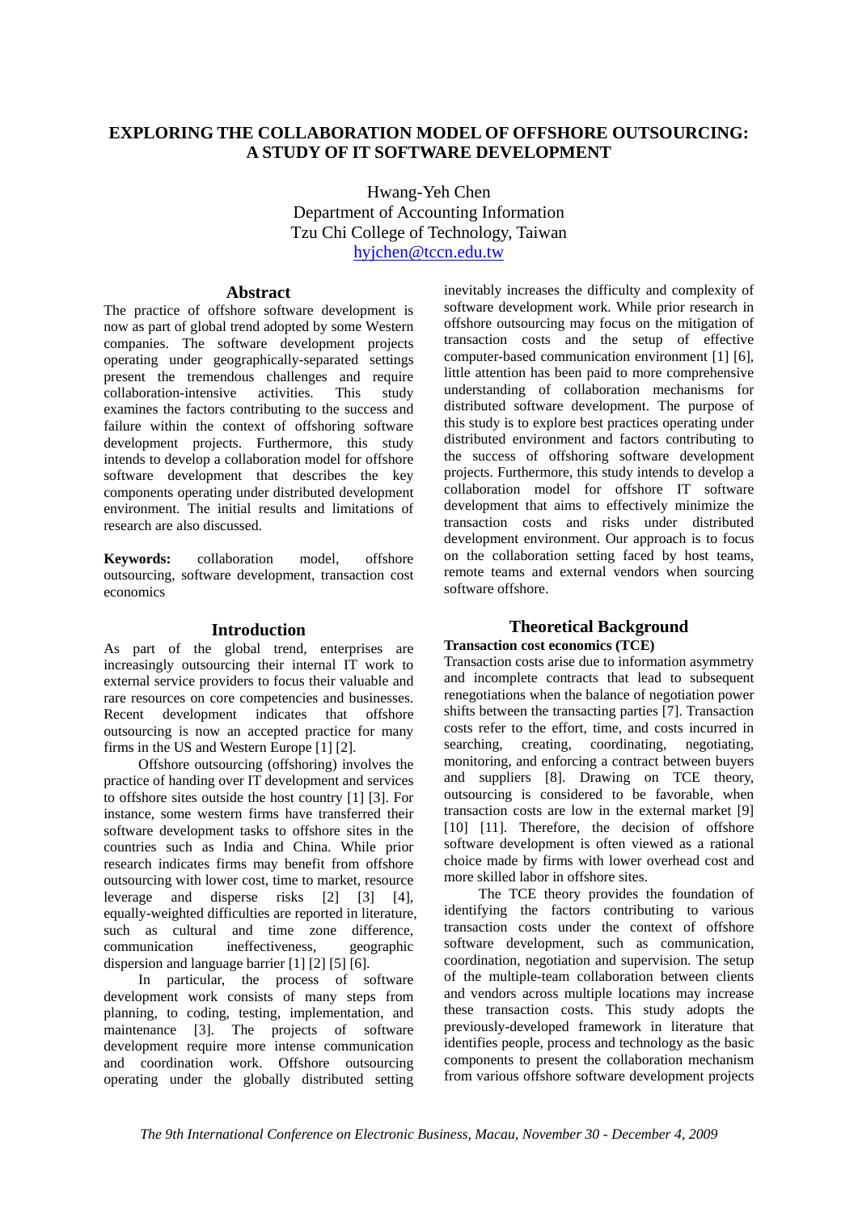# EXPLORING THE COLLABORATION MODEL OF OFFSHORE OUTSOURCING: A STUDY OF IT SOFTWARE DEVELOPMENT

Hwang-Yeh Chen
Department of Accounting Information
Tzu Chi College of Technology, Taiwan
hyjchen@tccn.edu.tw

## Abstract

The practice of offshore software development is now as part of global trend adopted by some Western companies. The software development projects operating under geographically-separated settings present the tremendous challenges and require collaboration-intensive activities. This study examines the factors contributing to the success and failure within the context of offshoring software development projects. Furthermore, this study intends to develop a collaboration model for offshore software development that describes the key components operating under distributed development environment. The initial results and limitations of research are also discussed.

**Keywords:** collaboration model, offshore outsourcing, software development, transaction cost economics

## Introduction

As part of the global trend, enterprises are increasingly outsourcing their internal IT work to external service providers to focus their valuable and rare resources on core competencies and businesses. Recent development indicates that offshore outsourcing is now an accepted practice for many firms in the US and Western Europe [1] [2].

Offshore outsourcing (offshoring) involves the practice of handing over IT development and services to offshore sites outside the host country [1] [3]. For instance, some western firms have transferred their software development tasks to offshore sites in the countries such as India and China. While prior research indicates firms may benefit from offshore outsourcing with lower cost, time to market, resource leverage and disperse risks [2] [3] [4], equally-weighted difficulties are reported in literature, such as cultural and time zone difference, communication ineffectiveness, geographic dispersion and language barrier [1] [2] [5] [6].

In particular, the process of software development work consists of many steps from planning, to coding, testing, implementation, and maintenance [3]. The projects of software development require more intense communication and coordination work. Offshore outsourcing operating under the globally distributed setting inevitably increases the difficulty and complexity of software development work. While prior research in offshore outsourcing may focus on the mitigation of transaction costs and the setup of effective computer-based communication environment [1] [6], little attention has been paid to more comprehensive understanding of collaboration mechanisms for distributed software development. The purpose of this study is to explore best practices operating under distributed environment and factors contributing to the success of offshoring software development projects. Furthermore, this study intends to develop a collaboration model for offshore IT software development that aims to effectively minimize the transaction costs and risks under distributed development environment. Our approach is to focus on the collaboration setting faced by host teams, remote teams and external vendors when sourcing software offshore.

## Theoretical Background

### Transaction cost economics (TCE)

Transaction costs arise due to information asymmetry and incomplete contracts that lead to subsequent renegotiations when the balance of negotiation power shifts between the transacting parties [7]. Transaction costs refer to the effort, time, and costs incurred in searching, creating, coordinating, negotiating, monitoring, and enforcing a contract between buyers and suppliers [8]. Drawing on TCE theory, outsourcing is considered to be favorable, when transaction costs are low in the external market [9] [10] [11]. Therefore, the decision of offshore software development is often viewed as a rational choice made by firms with lower overhead cost and more skilled labor in offshore sites.

The TCE theory provides the foundation of identifying the factors contributing to various transaction costs under the context of offshore software development, such as communication, coordination, negotiation and supervision. The setup of the multiple-team collaboration between clients and vendors across multiple locations may increase these transaction costs. This study adopts the previously-developed framework in literature that identifies people, process and technology as the basic components to present the collaboration mechanism from various offshore software development projects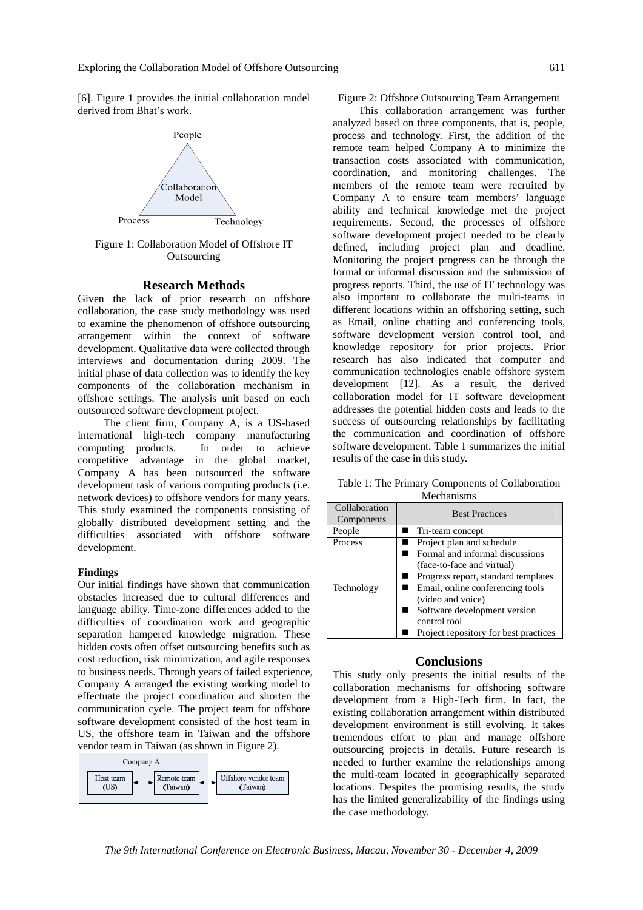[6]. Figure 1 provides the initial collaboration model derived from Bhat's work.

Figure 1: Collaboration Model of Offshore IT Outsourcing

## Research Methods

Given the lack of prior research on offshore collaboration, the case study methodology was used to examine the phenomenon of offshore outsourcing arrangement within the context of software development. Qualitative data were collected through interviews and documentation during 2009. The initial phase of data collection was to identify the key components of the collaboration mechanism in offshore settings. The analysis unit based on each outsourced software development project.

The client firm, Company A, is a US-based international high-tech company manufacturing computing products. In order to achieve competitive advantage in the global market, Company A has been outsourced the software development task of various computing products (i.e. network devices) to offshore vendors for many years. This study examined the components consisting of globally distributed development setting and the difficulties associated with offshore software development.

**Findings**

Our initial findings have shown that communication obstacles increased due to cultural differences and language ability. Time-zone differences added to the difficulties of coordination work and geographic separation hampered knowledge migration. These hidden costs often offset outsourcing benefits such as cost reduction, risk minimization, and agile responses to business needs. Through years of failed experience, Company A arranged the existing working model to effectuate the project coordination and shorten the communication cycle. The project team for offshore software development consisted of the host team in US, the offshore team in Taiwan and the offshore vendor team in Taiwan (as shown in Figure 2).

Figure 2: Offshore Outsourcing Team Arrangement

This collaboration arrangement was further analyzed based on three components, that is, people, process and technology. First, the addition of the remote team helped Company A to minimize the transaction costs associated with communication, coordination, and monitoring challenges. The members of the remote team were recruited by Company A to ensure team members' language ability and technical knowledge met the project requirements. Second, the processes of offshore software development project needed to be clearly defined, including project plan and deadline. Monitoring the project progress can be through the formal or informal discussion and the submission of progress reports. Third, the use of IT technology was also important to collaborate the multi-teams in different locations within an offshoring setting, such as Email, online chatting and conferencing tools, software development version control tool, and knowledge repository for prior projects. Prior research has also indicated that computer and communication technologies enable offshore system development [12]. As a result, the derived collaboration model for IT software development addresses the potential hidden costs and leads to the success of outsourcing relationships by facilitating the communication and coordination of offshore software development. Table 1 summarizes the initial results of the case in this study.

Table 1: The Primary Components of Collaboration Mechanisms

| Collaboration Components | Best Practices |
|---|---|
| People | ■ Tri-team concept |
| Process | ■ Project plan and schedule<br>■ Formal and informal discussions (face-to-face and virtual)<br>■ Progress report, standard templates |
| Technology | ■ Email, online conferencing tools (video and voice)<br>■ Software development version control tool<br>■ Project repository for best practices |

## Conclusions

This study only presents the initial results of the collaboration mechanisms for offshoring software development from a High-Tech firm. In fact, the existing collaboration arrangement within distributed development environment is still evolving. It takes tremendous effort to plan and manage offshore outsourcing projects in details. Future research is needed to further examine the relationships among the multi-team located in geographically separated locations. Despites the promising results, the study has the limited generalizability of the findings using the case methodology.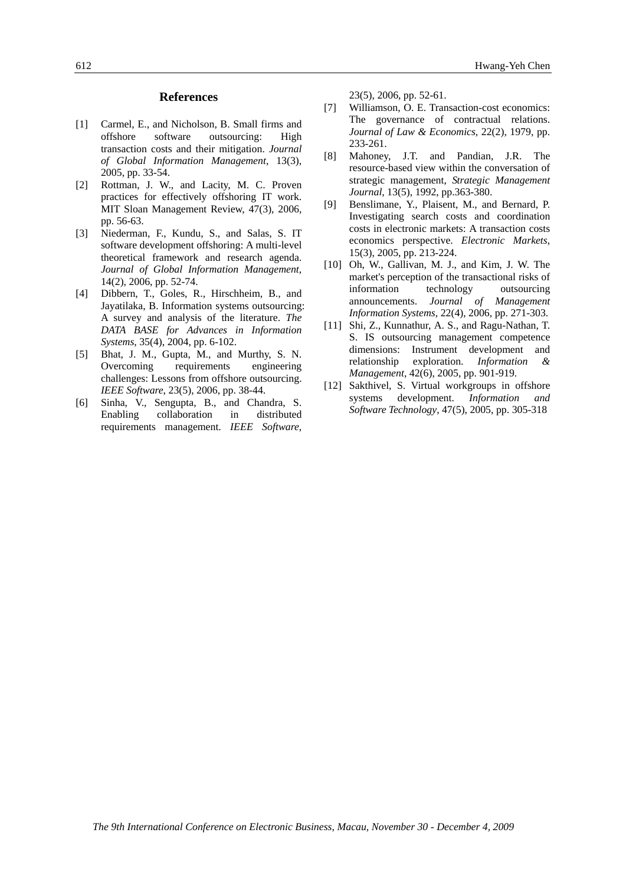## References

[1] Carmel, E., and Nicholson, B. Small firms and offshore software outsourcing: High transaction costs and their mitigation. *Journal of Global Information Management*, 13(3), 2005, pp. 33-54.

[2] Rottman, J. W., and Lacity, M. C. Proven practices for effectively offshoring IT work. MIT Sloan Management Review, 47(3), 2006, pp. 56-63.

[3] Niederman, F., Kundu, S., and Salas, S. IT software development offshoring: A multi-level theoretical framework and research agenda. *Journal of Global Information Management*, 14(2), 2006, pp. 52-74.

[4] Dibbern, T., Goles, R., Hirschheim, B., and Jayatilaka, B. Information systems outsourcing: A survey and analysis of the literature. *The DATA BASE for Advances in Information Systems*, 35(4), 2004, pp. 6-102.

[5] Bhat, J. M., Gupta, M., and Murthy, S. N. Overcoming requirements engineering challenges: Lessons from offshore outsourcing. *IEEE Software*, 23(5), 2006, pp. 38-44.

[6] Sinha, V., Sengupta, B., and Chandra, S. Enabling collaboration in distributed requirements management. *IEEE Software*, 23(5), 2006, pp. 52-61.

[7] Williamson, O. E. Transaction-cost economics: The governance of contractual relations. *Journal of Law & Economics*, 22(2), 1979, pp. 233-261.

[8] Mahoney, J.T. and Pandian, J.R. The resource-based view within the conversation of strategic management, *Strategic Management Journal*, 13(5), 1992, pp.363-380.

[9] Benslimane, Y., Plaisent, M., and Bernard, P. Investigating search costs and coordination costs in electronic markets: A transaction costs economics perspective. *Electronic Markets*, 15(3), 2005, pp. 213-224.

[10] Oh, W., Gallivan, M. J., and Kim, J. W. The market's perception of the transactional risks of information technology outsourcing announcements. *Journal of Management Information Systems*, 22(4), 2006, pp. 271-303.

[11] Shi, Z., Kunnathur, A. S., and Ragu-Nathan, T. S. IS outsourcing management competence dimensions: Instrument development and relationship exploration. *Information & Management*, 42(6), 2005, pp. 901-919.

[12] Sakthivel, S. Virtual workgroups in offshore systems development. *Information and Software Technology*, 47(5), 2005, pp. 305-318